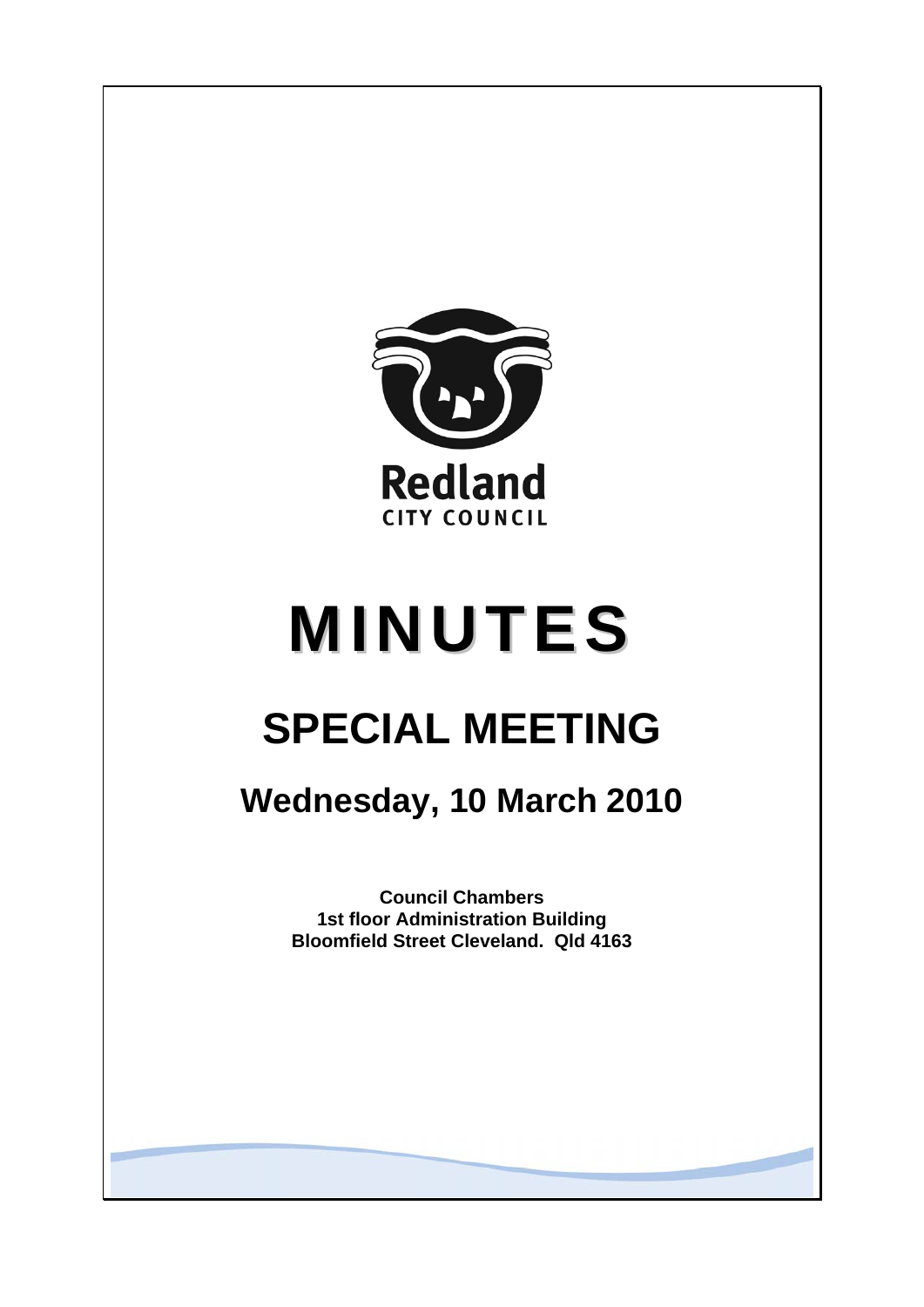Redland

CITY COUNCIL

# MINUTES

## SPECIAL MEETING

### Wednesday, 10 March 2010

**Council Chambers**
**1st floor Administration Building**
**Bloomfield Street Cleveland. Qld 4163**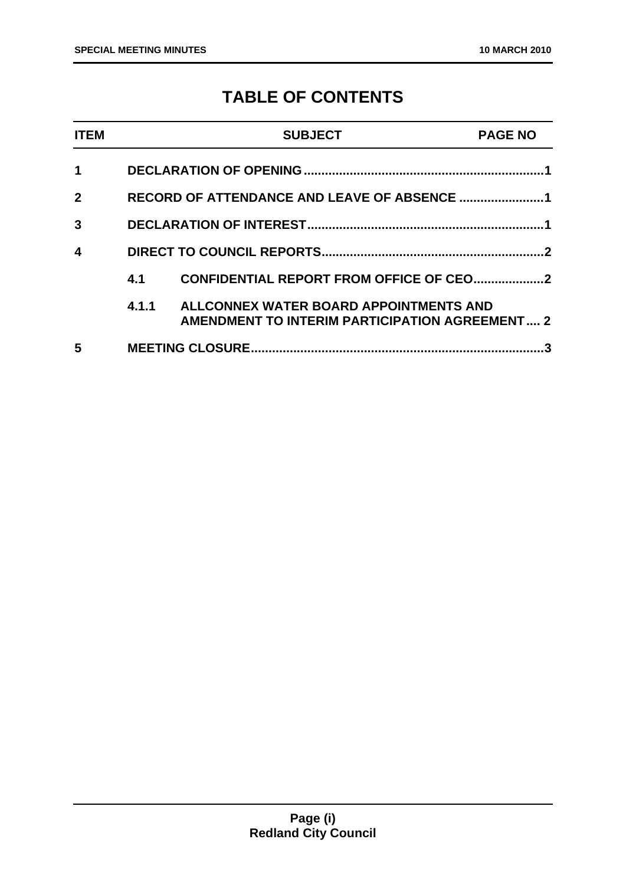# TABLE OF CONTENTS

| ITEM | | SUBJECT | PAGE NO |
|---|---|---|---|
| 1 | | DECLARATION OF OPENING | 1 |
| 2 | | RECORD OF ATTENDANCE AND LEAVE OF ABSENCE | 1 |
| 3 | | DECLARATION OF INTEREST | 1 |
| 4 | | DIRECT TO COUNCIL REPORTS | 2 |
| | 4.1 | CONFIDENTIAL REPORT FROM OFFICE OF CEO | 2 |
| | 4.1.1 | ALLCONNEX WATER BOARD APPOINTMENTS AND AMENDMENT TO INTERIM PARTICIPATION AGREEMENT | 2 |
| 5 | | MEETING CLOSURE | 3 |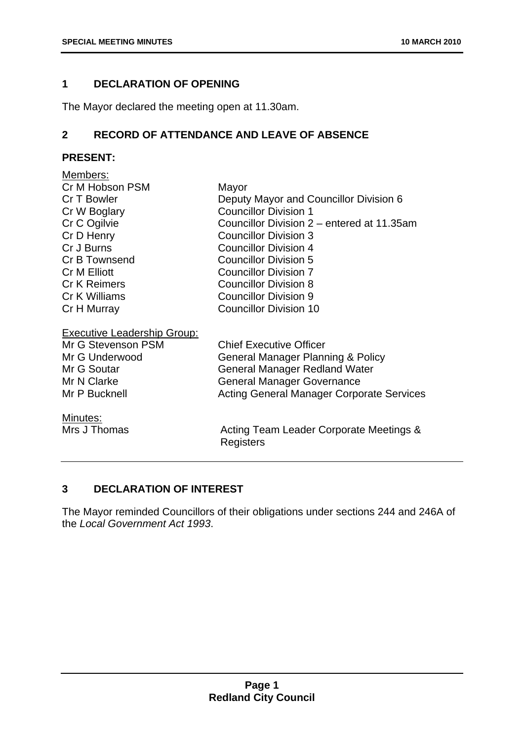## 1 DECLARATION OF OPENING

The Mayor declared the meeting open at 11.30am.

## 2 RECORD OF ATTENDANCE AND LEAVE OF ABSENCE

**PRESENT:**

Members:

| | |
|---|---|
| Cr M Hobson PSM | Mayor |
| Cr T Bowler | Deputy Mayor and Councillor Division 6 |
| Cr W Boglary | Councillor Division 1 |
| Cr C Ogilvie | Councillor Division 2 – entered at 11.35am |
| Cr D Henry | Councillor Division 3 |
| Cr J Burns | Councillor Division 4 |
| Cr B Townsend | Councillor Division 5 |
| Cr M Elliott | Councillor Division 7 |
| Cr K Reimers | Councillor Division 8 |
| Cr K Williams | Councillor Division 9 |
| Cr H Murray | Councillor Division 10 |

Executive Leadership Group:

| | |
|---|---|
| Mr G Stevenson PSM | Chief Executive Officer |
| Mr G Underwood | General Manager Planning & Policy |
| Mr G Soutar | General Manager Redland Water |
| Mr N Clarke | General Manager Governance |
| Mr P Bucknell | Acting General Manager Corporate Services |

Minutes:

| | |
|---|---|
| Mrs J Thomas | Acting Team Leader Corporate Meetings & Registers |

## 3 DECLARATION OF INTEREST

The Mayor reminded Councillors of their obligations under sections 244 and 246A of the *Local Government Act 1993*.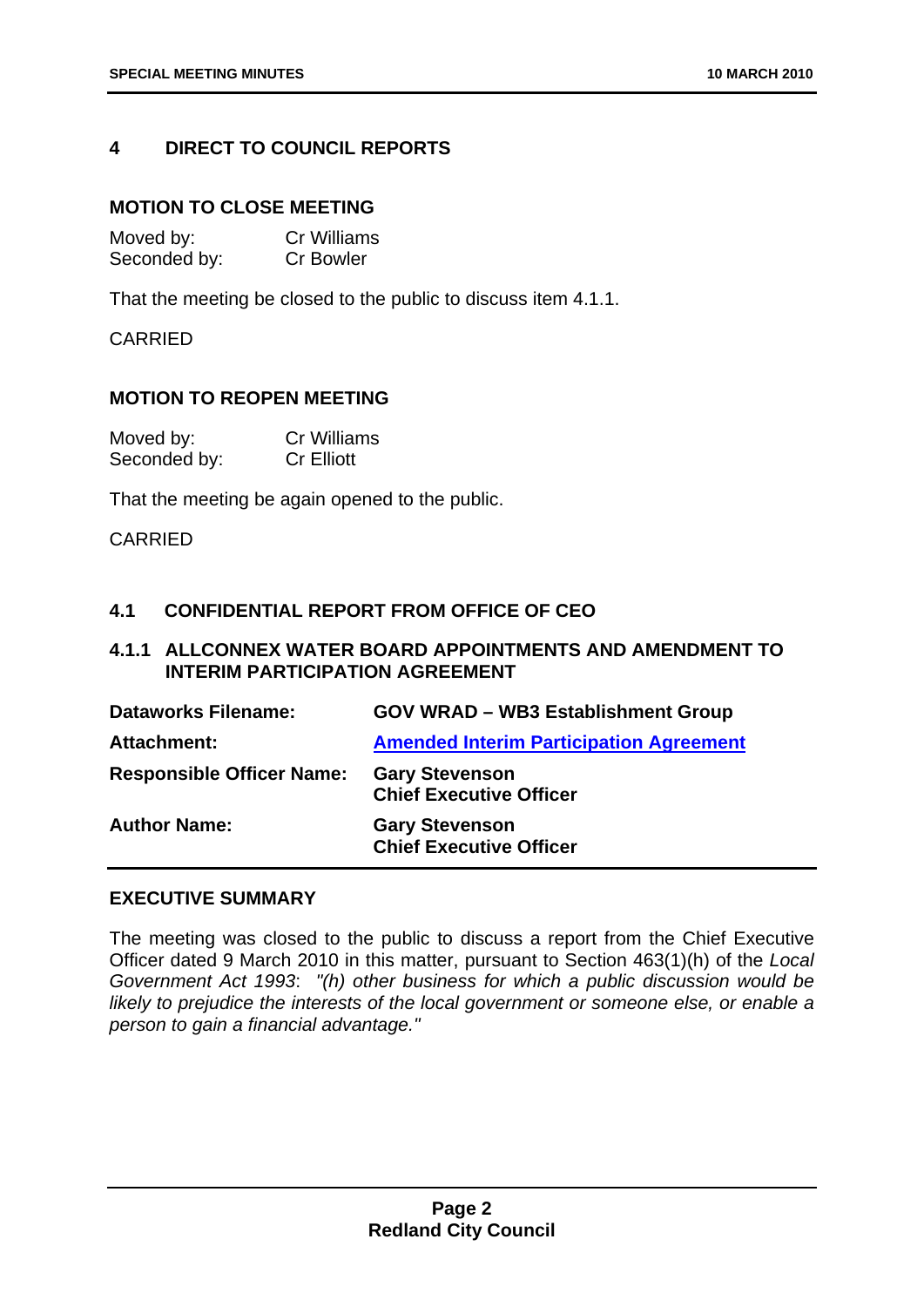## 4 DIRECT TO COUNCIL REPORTS

### MOTION TO CLOSE MEETING

Moved by: Cr Williams
Seconded by: Cr Bowler

That the meeting be closed to the public to discuss item 4.1.1.

CARRIED

### MOTION TO REOPEN MEETING

Moved by: Cr Williams
Seconded by: Cr Elliott

That the meeting be again opened to the public.

CARRIED

### 4.1 CONFIDENTIAL REPORT FROM OFFICE OF CEO

### 4.1.1 ALLCONNEX WATER BOARD APPOINTMENTS AND AMENDMENT TO INTERIM PARTICIPATION AGREEMENT

| | |
|---|---|
| **Dataworks Filename:** | **GOV WRAD – WB3 Establishment Group** |
| **Attachment:** | **Amended Interim Participation Agreement** |
| **Responsible Officer Name:** | **Gary Stevenson**<br>**Chief Executive Officer** |
| **Author Name:** | **Gary Stevenson**<br>**Chief Executive Officer** |

### EXECUTIVE SUMMARY

The meeting was closed to the public to discuss a report from the Chief Executive Officer dated 9 March 2010 in this matter, pursuant to Section 463(1)(h) of the *Local Government Act 1993*: *"(h) other business for which a public discussion would be likely to prejudice the interests of the local government or someone else, or enable a person to gain a financial advantage."*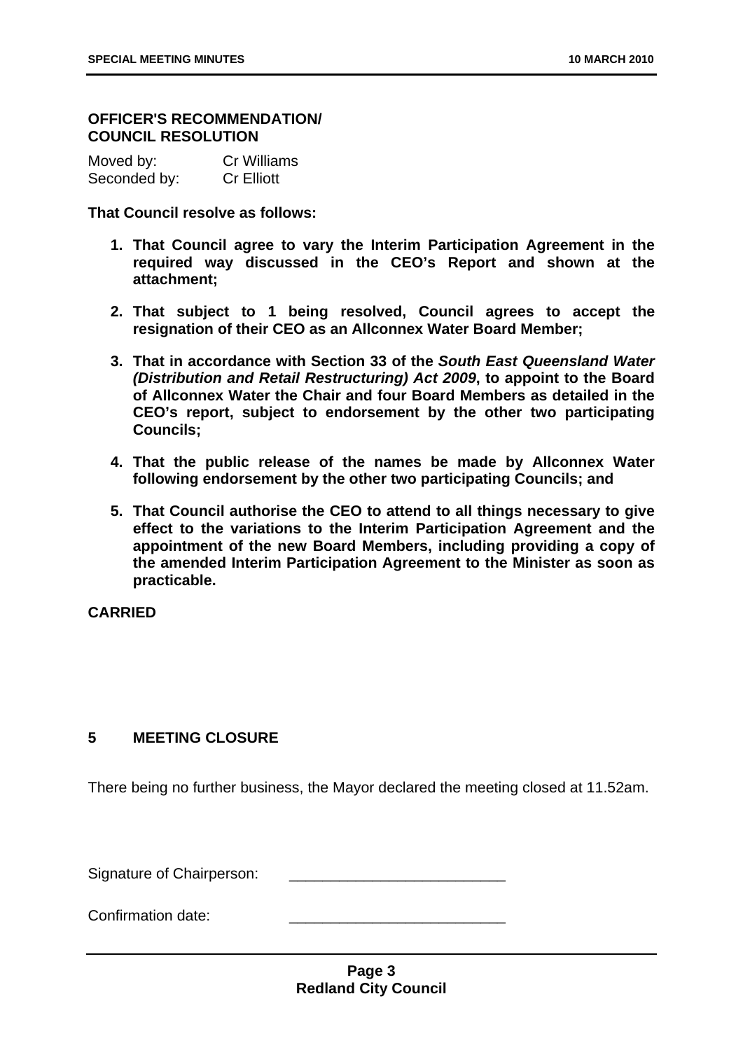**OFFICER'S RECOMMENDATION/ COUNCIL RESOLUTION**

Moved by: Cr Williams
Seconded by: Cr Elliott

**That Council resolve as follows:**

1. **That Council agree to vary the Interim Participation Agreement in the required way discussed in the CEO's Report and shown at the attachment;**
2. **That subject to 1 being resolved, Council agrees to accept the resignation of their CEO as an Allconnex Water Board Member;**
3. **That in accordance with Section 33 of the *South East Queensland Water (Distribution and Retail Restructuring) Act 2009*, to appoint to the Board of Allconnex Water the Chair and four Board Members as detailed in the CEO's report, subject to endorsement by the other two participating Councils;**
4. **That the public release of the names be made by Allconnex Water following endorsement by the other two participating Councils; and**
5. **That Council authorise the CEO to attend to all things necessary to give effect to the variations to the Interim Participation Agreement and the appointment of the new Board Members, including providing a copy of the amended Interim Participation Agreement to the Minister as soon as practicable.**

**CARRIED**

## 5 MEETING CLOSURE

There being no further business, the Mayor declared the meeting closed at 11.52am.

Signature of Chairperson: ___________________________

Confirmation date: ___________________________